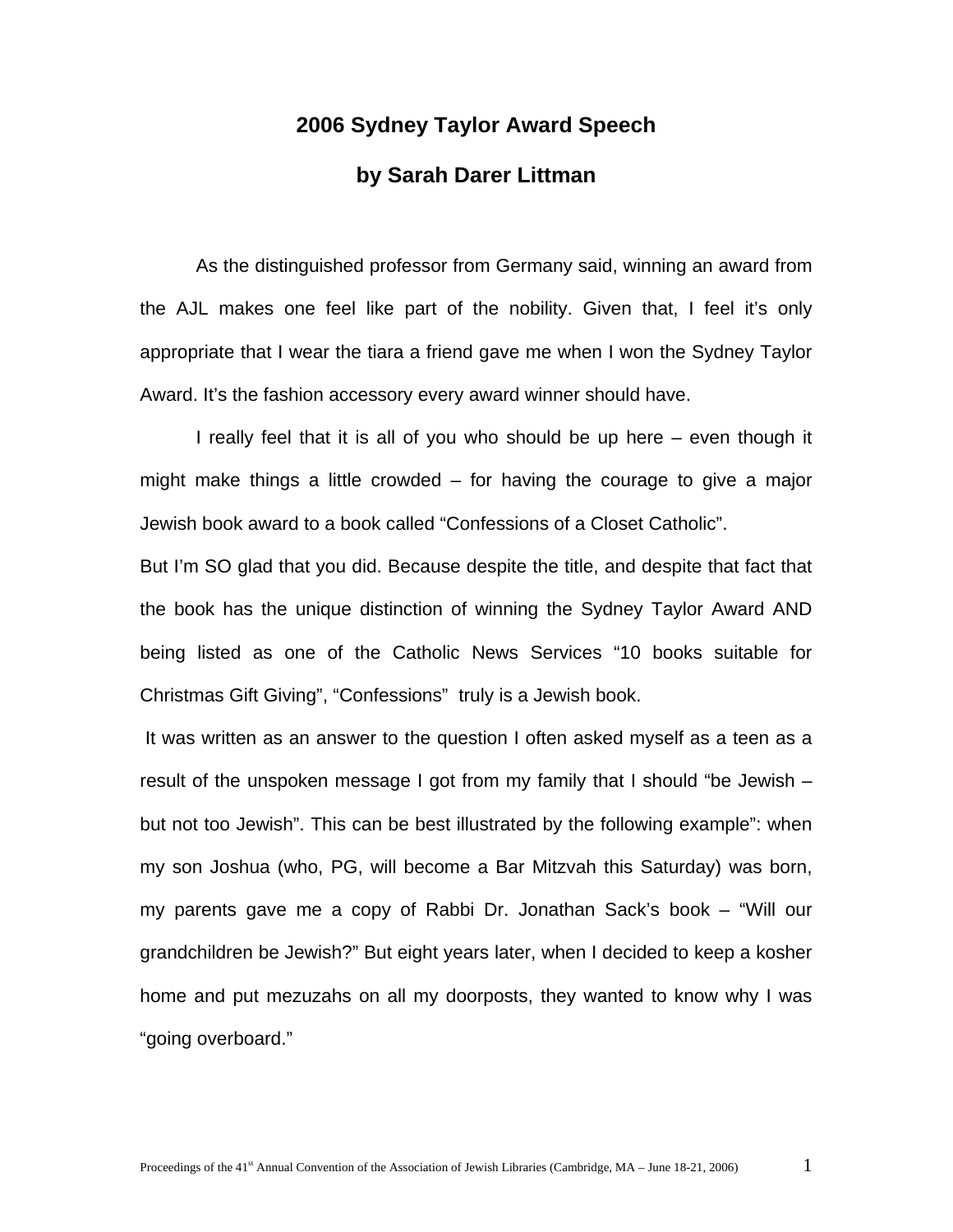# 2006 Sydney Taylor Award Speech

## by Sarah Darer Littman

As the distinguished professor from Germany said, winning an award from the AJL makes one feel like part of the nobility. Given that, I feel it's only appropriate that I wear the tiara a friend gave me when I won the Sydney Taylor Award. It's the fashion accessory every award winner should have.

I really feel that it is all of you who should be up here – even though it might make things a little crowded – for having the courage to give a major Jewish book award to a book called "Confessions of a Closet Catholic".

But I'm SO glad that you did. Because despite the title, and despite that fact that the book has the unique distinction of winning the Sydney Taylor Award AND being listed as one of the Catholic News Services "10 books suitable for Christmas Gift Giving", "Confessions" truly is a Jewish book.

It was written as an answer to the question I often asked myself as a teen as a result of the unspoken message I got from my family that I should "be Jewish – but not too Jewish". This can be best illustrated by the following example": when my son Joshua (who, PG, will become a Bar Mitzvah this Saturday) was born, my parents gave me a copy of Rabbi Dr. Jonathan Sack's book – "Will our grandchildren be Jewish?" But eight years later, when I decided to keep a kosher home and put mezuzahs on all my doorposts, they wanted to know why I was "going overboard."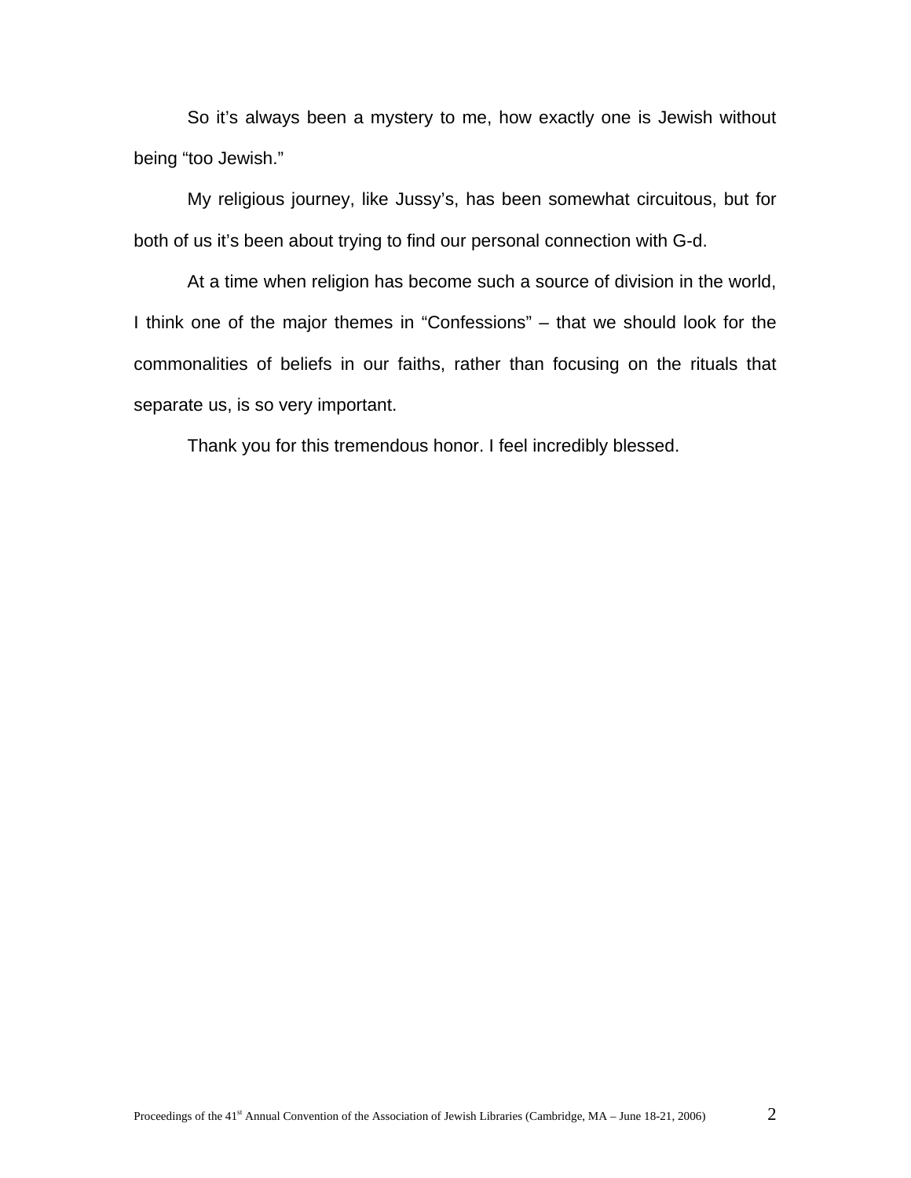So it's always been a mystery to me, how exactly one is Jewish without being "too Jewish."

My religious journey, like Jussy's, has been somewhat circuitous, but for both of us it's been about trying to find our personal connection with G-d.

At a time when religion has become such a source of division in the world, I think one of the major themes in "Confessions" – that we should look for the commonalities of beliefs in our faiths, rather than focusing on the rituals that separate us, is so very important.

Thank you for this tremendous honor. I feel incredibly blessed.